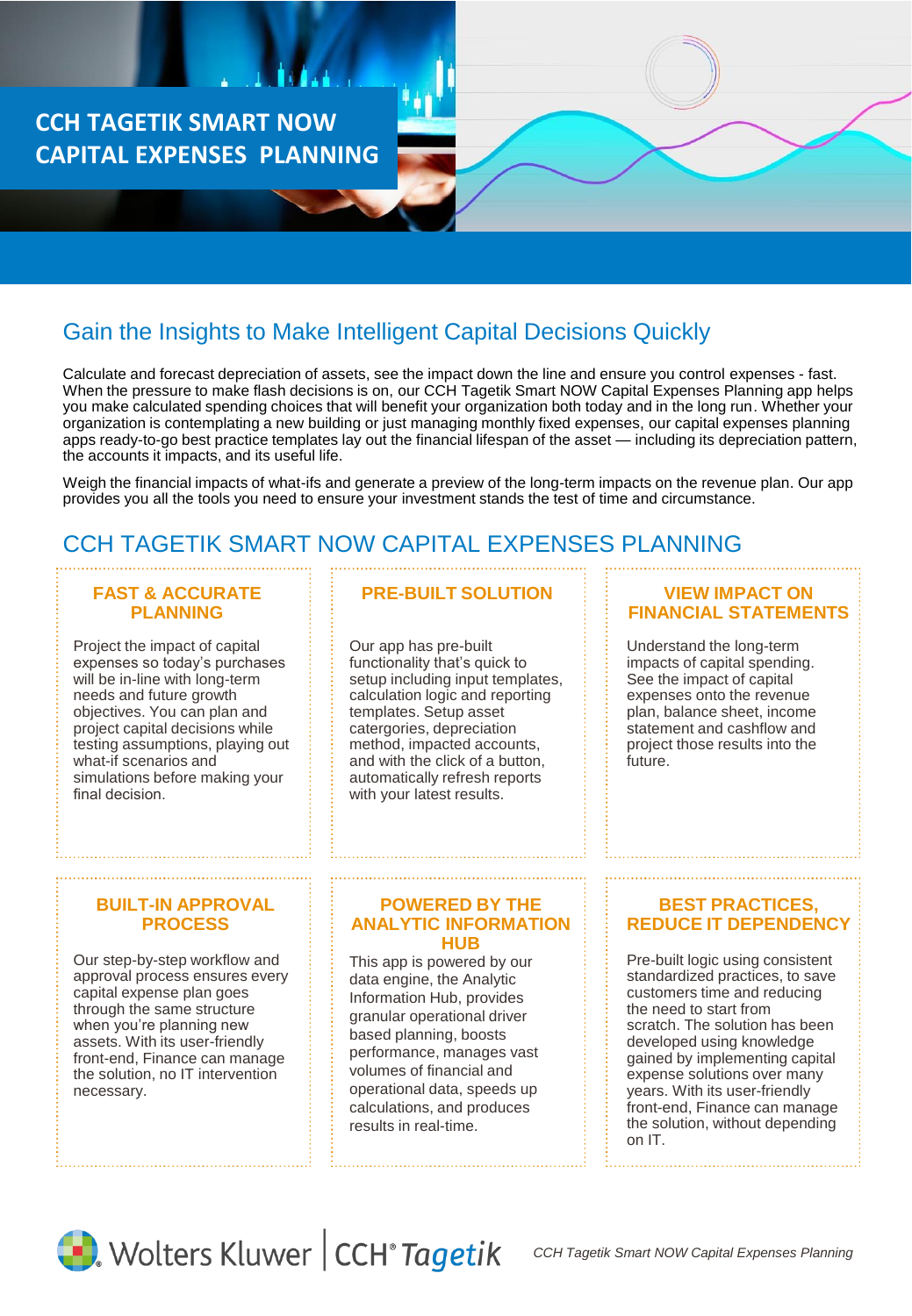# CCH TAGETIK SMART NOW CAPITAL EXPENSES PLANNING

## Gain the Insights to Make Intelligent Capital Decisions Quickly

Calculate and forecast depreciation of assets, see the impact down the line and ensure you control expenses - fast. When the pressure to make flash decisions is on, our CCH Tagetik Smart NOW Capital Expenses Planning app helps you make calculated spending choices that will benefit your organization both today and in the long run. Whether your organization is contemplating a new building or just managing monthly fixed expenses, our capital expenses planning apps ready-to-go best practice templates lay out the financial lifespan of the asset — including its depreciation pattern, the accounts it impacts, and its useful life.

Weigh the financial impacts of what-ifs and generate a preview of the long-term impacts on the revenue plan. Our app provides you all the tools you need to ensure your investment stands the test of time and circumstance.

## CCH TAGETIK SMART NOW CAPITAL EXPENSES PLANNING

### FAST & ACCURATE PLANNING

Project the impact of capital expenses so today's purchases will be in-line with long-term needs and future growth objectives. You can plan and project capital decisions while testing assumptions, playing out what-if scenarios and simulations before making your final decision.

### PRE-BUILT SOLUTION

Our app has pre-built functionality that's quick to setup including input templates, calculation logic and reporting templates. Setup asset catergories, depreciation method, impacted accounts, and with the click of a button, automatically refresh reports with your latest results.

### VIEW IMPACT ON FINANCIAL STATEMENTS

Understand the long-term impacts of capital spending. See the impact of capital expenses onto the revenue plan, balance sheet, income statement and cashflow and project those results into the future.

### BUILT-IN APPROVAL PROCESS

Our step-by-step workflow and approval process ensures every capital expense plan goes through the same structure when you're planning new assets. With its user-friendly front-end, Finance can manage the solution, no IT intervention necessary.

### POWERED BY THE ANALYTIC INFORMATION HUB

This app is powered by our data engine, the Analytic Information Hub, provides granular operational driver based planning, boosts performance, manages vast volumes of financial and operational data, speeds up calculations, and produces results in real-time.

### BEST PRACTICES, REDUCE IT DEPENDENCY

Pre-built logic using consistent standardized practices, to save customers time and reducing the need to start from scratch. The solution has been developed using knowledge gained by implementing capital expense solutions over many years. With its user-friendly front-end, Finance can manage the solution, without depending on IT.

Wolters Kluwer | CCH® Tagetik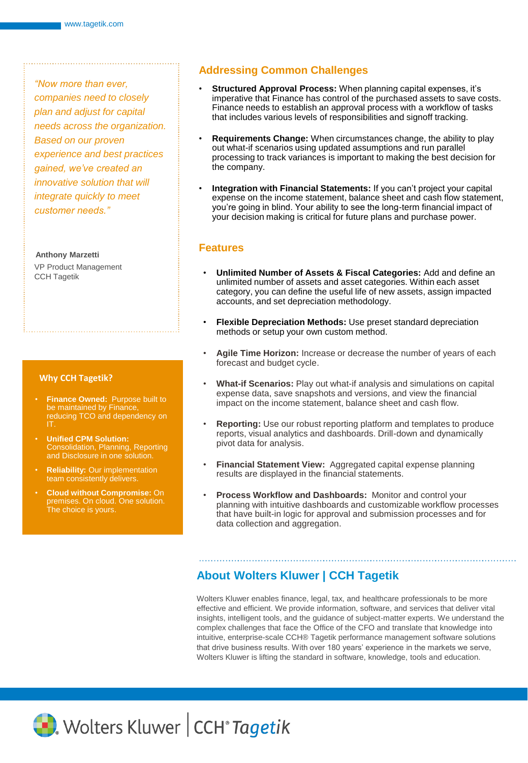*"Now more than ever, companies need to closely plan and adjust for capital needs across the organization. Based on our proven experience and best practices gained, we've created an innovative solution that will integrate quickly to meet customer needs."*

**Anthony Marzetti**
VP Product Management
CCH Tagetik

## Addressing Common Challenges

- **Structured Approval Process:** When planning capital expenses, it's imperative that Finance has control of the purchased assets to save costs. Finance needs to establish an approval process with a workflow of tasks that includes various levels of responsibilities and signoff tracking.
- **Requirements Change:** When circumstances change, the ability to play out what-if scenarios using updated assumptions and run parallel processing to track variances is important to making the best decision for the company.
- **Integration with Financial Statements:** If you can't project your capital expense on the income statement, balance sheet and cash flow statement, you're going in blind. Your ability to see the long-term financial impact of your decision making is critical for future plans and purchase power.

## Features

- **Unlimited Number of Assets & Fiscal Categories:** Add and define an unlimited number of assets and asset categories. Within each asset category, you can define the useful life of new assets, assign impacted accounts, and set depreciation methodology.
- **Flexible Depreciation Methods:** Use preset standard depreciation methods or setup your own custom method.
- **Agile Time Horizon:** Increase or decrease the number of years of each forecast and budget cycle.
- **What-if Scenarios:** Play out what-if analysis and simulations on capital expense data, save snapshots and versions, and view the financial impact on the income statement, balance sheet and cash flow.
- **Reporting:** Use our robust reporting platform and templates to produce reports, visual analytics and dashboards. Drill-down and dynamically pivot data for analysis.
- **Financial Statement View:** Aggregated capital expense planning results are displayed in the financial statements.
- **Process Workflow and Dashboards:** Monitor and control your planning with intuitive dashboards and customizable workflow processes that have built-in logic for approval and submission processes and for data collection and aggregation.

### Why CCH Tagetik?

- **Finance Owned:** Purpose built to be maintained by Finance, reducing TCO and dependency on IT.
- **Unified CPM Solution:** Consolidation, Planning, Reporting and Disclosure in one solution.
- **Reliability:** Our implementation team consistently delivers.
- **Cloud without Compromise:** On premises. On cloud. One solution. The choice is yours.

## About Wolters Kluwer | CCH Tagetik

Wolters Kluwer enables finance, legal, tax, and healthcare professionals to be more effective and efficient. We provide information, software, and services that deliver vital insights, intelligent tools, and the guidance of subject-matter experts. We understand the complex challenges that face the Office of the CFO and translate that knowledge into intuitive, enterprise-scale CCH® Tagetik performance management software solutions that drive business results. With over 180 years' experience in the markets we serve, Wolters Kluwer is lifting the standard in software, knowledge, tools and education.

Wolters Kluwer | CCH® Tagetik